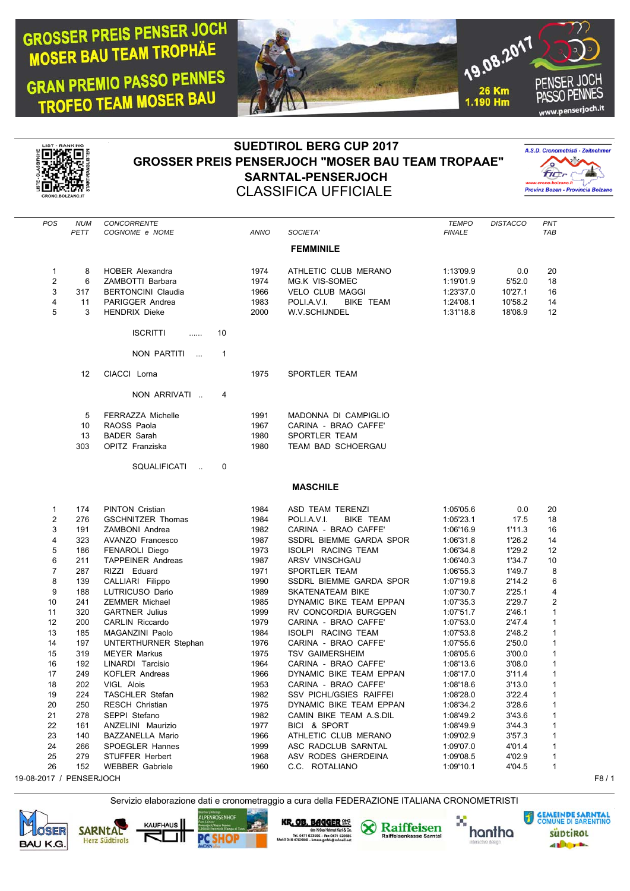GROSSER PREIS PENSER JOCH
MOSER BAU TEAM TROPHÄE
GRAN PREMIO PASSO PENNES
TROFEO TEAM MOSER BAU

19.08.2017
26 Km
1.190 Hm

PENSER JOCH
PASSO PENNES
www.penserjoch.it

# SUEDTIROL BERG CUP 2017
## GROSSER PREIS PENSERJOCH "MOSER BAU TEAM TROPAAE"
## SARNTAL-PENSERJOCH
## CLASSIFICA UFFICIALE

A.S.D. Cronometristi - Zeitnehmer
Provinz Bozen - Provincia Bolzano

### FEMMINILE

| POS | NUM PETT | CONCORRENTE COGNOME e NOME | ANNO | SOCIETA' | TEMPO FINALE | DISTACCO | PNT TAB |
|---|---|---|---|---|---|---|---|
| 1 | 8 | HOBER Alexandra | 1974 | ATHLETIC CLUB MERANO | 1:13'09.9 | 0.0 | 20 |
| 2 | 6 | ZAMBOTTI Barbara | 1974 | MG.K VIS-SOMEC | 1:19'01.9 | 5'52.0 | 18 |
| 3 | 317 | BERTONCINI Claudia | 1966 | VELO CLUB MAGGI | 1:23'37.0 | 10'27.1 | 16 |
| 4 | 11 | PARIGGER Andrea | 1983 | POLI.A.V.I. BIKE TEAM | 1:24'08.1 | 10'58.2 | 14 |
| 5 | 3 | HENDRIX Dieke | 2000 | W.V.SCHIJNDEL | 1:31'18.8 | 18'08.9 | 12 |

ISCRITTI ...... 10

NON PARTITI ... 1

| NUM PETT | COGNOME e NOME | ANNO | SOCIETA' |
|---|---|---|---|
| 12 | CIACCI Lorna | 1975 | SPORTLER TEAM |

NON ARRIVATI .. 4

| NUM PETT | COGNOME e NOME | ANNO | SOCIETA' |
|---|---|---|---|
| 5 | FERRAZZA Michelle | 1991 | MADONNA DI CAMPIGLIO |
| 10 | RAOSS Paola | 1967 | CARINA - BRAO CAFFE' |
| 13 | BADER Sarah | 1980 | SPORTLER TEAM |
| 303 | OPITZ Franziska | 1980 | TEAM BAD SCHOERGAU |

SQUALIFICATI .. 0

### MASCHILE

| POS | NUM PETT | CONCORRENTE COGNOME e NOME | ANNO | SOCIETA' | TEMPO FINALE | DISTACCO | PNT TAB |
|---|---|---|---|---|---|---|---|
| 1 | 174 | PINTON Cristian | 1984 | ASD TEAM TERENZI | 1:05'05.6 | 0.0 | 20 |
| 2 | 276 | GSCHNITZER Thomas | 1984 | POLI.A.V.I. BIKE TEAM | 1:05'23.1 | 17.5 | 18 |
| 3 | 191 | ZAMBONI Andrea | 1982 | CARINA - BRAO CAFFE' | 1:06'16.9 | 1'11.3 | 16 |
| 4 | 323 | AVANZO Francesco | 1987 | SSDRL BIEMME GARDA SPOR | 1:06'31.8 | 1'26.2 | 14 |
| 5 | 186 | FENAROLI Diego | 1973 | ISOLPI RACING TEAM | 1:06'34.8 | 1'29.2 | 12 |
| 6 | 211 | TAPPEINER Andreas | 1987 | ARSV VINSCHGAU | 1:06'40.3 | 1'34.7 | 10 |
| 7 | 287 | RIZZI Eduard | 1971 | SPORTLER TEAM | 1:06'55.3 | 1'49.7 | 8 |
| 8 | 139 | CALLIARI Filippo | 1990 | SSDRL BIEMME GARDA SPOR | 1:07'19.8 | 2'14.2 | 6 |
| 9 | 188 | LUTRICUSO Dario | 1989 | SKATENATEAM BIKE | 1:07'30.7 | 2'25.1 | 4 |
| 10 | 241 | ZEMMER Michael | 1985 | DYNAMIC BIKE TEAM EPPAN | 1:07'35.3 | 2'29.7 | 2 |
| 11 | 320 | GARTNER Julius | 1999 | RV CONCORDIA BURGGEN | 1:07'51.7 | 2'46.1 | 1 |
| 12 | 200 | CARLIN Riccardo | 1979 | CARINA - BRAO CAFFE' | 1:07'53.0 | 2'47.4 | 1 |
| 13 | 185 | MAGANZINI Paolo | 1984 | ISOLPI RACING TEAM | 1:07'53.8 | 2'48.2 | 1 |
| 14 | 197 | UNTERTHURNER Stephan | 1976 | CARINA - BRAO CAFFE' | 1:07'55.6 | 2'50.0 | 1 |
| 15 | 319 | MEYER Markus | 1975 | TSV GAIMERSHEIM | 1:08'05.6 | 3'00.0 | 1 |
| 16 | 192 | LINARDI Tarcisio | 1964 | CARINA - BRAO CAFFE' | 1:08'13.6 | 3'08.0 | 1 |
| 17 | 249 | KOFLER Andreas | 1966 | DYNAMIC BIKE TEAM EPPAN | 1:08'17.0 | 3'11.4 | 1 |
| 18 | 202 | VIGL Alois | 1953 | CARINA - BRAO CAFFE' | 1:08'18.6 | 3'13.0 | 1 |
| 19 | 224 | TASCHLER Stefan | 1982 | SSV PICHL/GSIES RAIFFEI | 1:08'28.0 | 3'22.4 | 1 |
| 20 | 250 | RESCH Christian | 1975 | DYNAMIC BIKE TEAM EPPAN | 1:08'34.2 | 3'28.6 | 1 |
| 21 | 278 | SEPPI Stefano | 1982 | CAMIN BIKE TEAM A.S.DIL | 1:08'49.2 | 3'43.6 | 1 |
| 22 | 161 | ANZELINI Maurizio | 1977 | BICI & SPORT | 1:08'49.9 | 3'44.3 | 1 |
| 23 | 140 | BAZZANELLA Mario | 1966 | ATHLETIC CLUB MERANO | 1:09'02.9 | 3'57.3 | 1 |
| 24 | 266 | SPOEGLER Hannes | 1999 | ASC RADCLUB SARNTAL | 1:09'07.0 | 4'01.4 | 1 |
| 25 | 279 | STUFFER Herbert | 1968 | ASV RODES GHERDEINA | 1:09'08.5 | 4'02.9 | 1 |
| 26 | 152 | WEBBER Gabriele | 1960 | C.C. ROTALIANO | 1:09'10.1 | 4'04.5 | 1 |

19-08-2017 / PENSERJOCH

Servizio elaborazione dati e cronometraggio a cura della FEDERAZIONE ITALIANA CRONOMETRISTI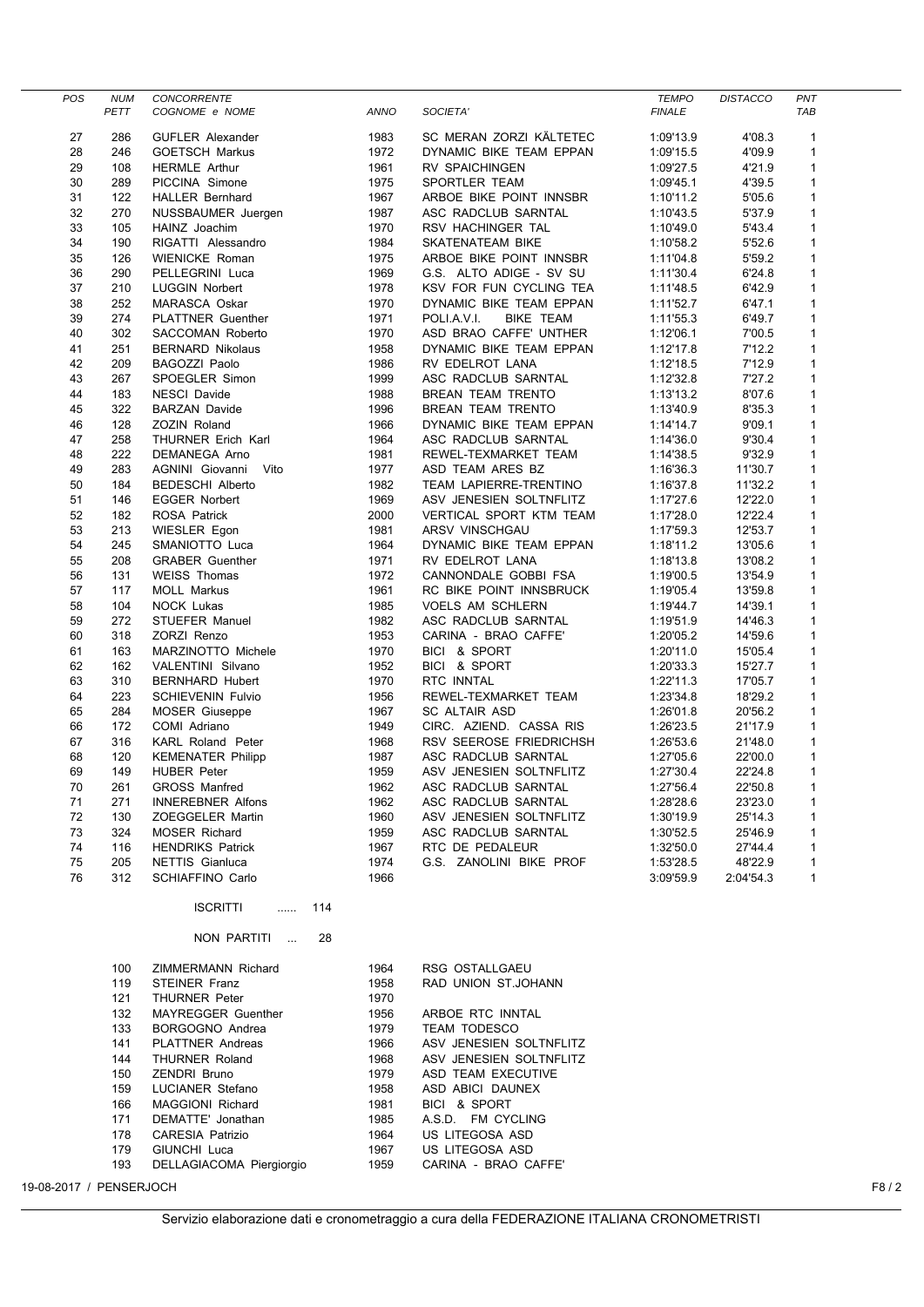| POS | NUM PETT | CONCORRENTE COGNOME e NOME | ANNO | SOCIETA' | TEMPO FINALE | DISTACCO | PNT TAB |
|---|---|---|---|---|---|---|---|
| 27 | 286 | GUFLER Alexander | 1983 | SC MERAN ZORZI KÄLTETEC | 1:09'13.9 | 4'08.3 | 1 |
| 28 | 246 | GOETSCH Markus | 1972 | DYNAMIC BIKE TEAM EPPAN | 1:09'15.5 | 4'09.9 | 1 |
| 29 | 108 | HERMLE Arthur | 1961 | RV SPAICHINGEN | 1:09'27.5 | 4'21.9 | 1 |
| 30 | 289 | PICCINA Simone | 1975 | SPORTLER TEAM | 1:09'45.1 | 4'39.5 | 1 |
| 31 | 122 | HALLER Bernhard | 1967 | ARBOE BIKE POINT INNSBR | 1:10'11.2 | 5'05.6 | 1 |
| 32 | 270 | NUSSBAUMER Juergen | 1987 | ASC RADCLUB SARNTAL | 1:10'43.5 | 5'37.9 | 1 |
| 33 | 105 | HAINZ Joachim | 1970 | RSV HACHINGER TAL | 1:10'49.0 | 5'43.4 | 1 |
| 34 | 190 | RIGATTI Alessandro | 1984 | SKATENATEAM BIKE | 1:10'58.2 | 5'52.6 | 1 |
| 35 | 126 | WIENICKE Roman | 1975 | ARBOE BIKE POINT INNSBR | 1:11'04.8 | 5'59.2 | 1 |
| 36 | 290 | PELLEGRINI Luca | 1969 | G.S. ALTO ADIGE - SV SU | 1:11'30.4 | 6'24.8 | 1 |
| 37 | 210 | LUGGIN Norbert | 1978 | KSV FOR FUN CYCLING TEA | 1:11'48.5 | 6'42.9 | 1 |
| 38 | 252 | MARASCA Oskar | 1970 | DYNAMIC BIKE TEAM EPPAN | 1:11'52.7 | 6'47.1 | 1 |
| 39 | 274 | PLATTNER Guenther | 1971 | POLI.A.V.I. BIKE TEAM | 1:11'55.3 | 6'49.7 | 1 |
| 40 | 302 | SACCOMAN Roberto | 1970 | ASD BRAO CAFFE' UNTHER | 1:12'06.1 | 7'00.5 | 1 |
| 41 | 251 | BERNARD Nikolaus | 1958 | DYNAMIC BIKE TEAM EPPAN | 1:12'17.8 | 7'12.2 | 1 |
| 42 | 209 | BAGOZZI Paolo | 1986 | RV EDELROT LANA | 1:12'18.5 | 7'12.9 | 1 |
| 43 | 267 | SPOEGLER Simon | 1999 | ASC RADCLUB SARNTAL | 1:12'32.8 | 7'27.2 | 1 |
| 44 | 183 | NESCI Davide | 1988 | BREAN TEAM TRENTO | 1:13'13.2 | 8'07.6 | 1 |
| 45 | 322 | BARZAN Davide | 1996 | BREAN TEAM TRENTO | 1:13'40.9 | 8'35.3 | 1 |
| 46 | 128 | ZOZIN Roland | 1966 | DYNAMIC BIKE TEAM EPPAN | 1:14'14.7 | 9'09.1 | 1 |
| 47 | 258 | THURNER Erich Karl | 1964 | ASC RADCLUB SARNTAL | 1:14'36.0 | 9'30.4 | 1 |
| 48 | 222 | DEMANEGA Arno | 1981 | REWEL-TEXMARKET TEAM | 1:14'38.5 | 9'32.9 | 1 |
| 49 | 283 | AGNINI Giovanni Vito | 1977 | ASD TEAM ARES BZ | 1:16'36.3 | 11'30.7 | 1 |
| 50 | 184 | BEDESCHI Alberto | 1982 | TEAM LAPIERRE-TRENTINO | 1:16'37.8 | 11'32.2 | 1 |
| 51 | 146 | EGGER Norbert | 1969 | ASV JENESIEN SOLTNFLITZ | 1:17'27.6 | 12'22.0 | 1 |
| 52 | 182 | ROSA Patrick | 2000 | VERTICAL SPORT KTM TEAM | 1:17'28.0 | 12'22.4 | 1 |
| 53 | 213 | WIESLER Egon | 1981 | ARSV VINSCHGAU | 1:17'59.3 | 12'53.7 | 1 |
| 54 | 245 | SMANIOTTO Luca | 1964 | DYNAMIC BIKE TEAM EPPAN | 1:18'11.2 | 13'05.6 | 1 |
| 55 | 208 | GRABER Guenther | 1971 | RV EDELROT LANA | 1:18'13.8 | 13'08.2 | 1 |
| 56 | 131 | WEISS Thomas | 1972 | CANNONDALE GOBBI FSA | 1:19'00.5 | 13'54.9 | 1 |
| 57 | 117 | MOLL Markus | 1961 | RC BIKE POINT INNSBRUCK | 1:19'05.4 | 13'59.8 | 1 |
| 58 | 104 | NOCK Lukas | 1985 | VOELS AM SCHLERN | 1:19'44.7 | 14'39.1 | 1 |
| 59 | 272 | STUEFER Manuel | 1982 | ASC RADCLUB SARNTAL | 1:19'51.9 | 14'46.3 | 1 |
| 60 | 318 | ZORZI Renzo | 1953 | CARINA - BRAO CAFFE' | 1:20'05.2 | 14'59.6 | 1 |
| 61 | 163 | MARZINOTTO Michele | 1970 | BICI & SPORT | 1:20'11.0 | 15'05.4 | 1 |
| 62 | 162 | VALENTINI Silvano | 1952 | BICI & SPORT | 1:20'33.3 | 15'27.7 | 1 |
| 63 | 310 | BERNHARD Hubert | 1970 | RTC INNTAL | 1:22'11.3 | 17'05.7 | 1 |
| 64 | 223 | SCHIEVENIN Fulvio | 1956 | REWEL-TEXMARKET TEAM | 1:23'34.8 | 18'29.2 | 1 |
| 65 | 284 | MOSER Giuseppe | 1967 | SC ALTAIR ASD | 1:26'01.8 | 20'56.2 | 1 |
| 66 | 172 | COMI Adriano | 1949 | CIRC. AZIEND. CASSA RIS | 1:26'23.5 | 21'17.9 | 1 |
| 67 | 316 | KARL Roland Peter | 1968 | RSV SEEROSE FRIEDRICHSH | 1:26'53.6 | 21'48.0 | 1 |
| 68 | 120 | KEMENATER Philipp | 1987 | ASC RADCLUB SARNTAL | 1:27'05.6 | 22'00.0 | 1 |
| 69 | 149 | HUBER Peter | 1959 | ASV JENESIEN SOLTNFLITZ | 1:27'30.4 | 22'24.8 | 1 |
| 70 | 261 | GROSS Manfred | 1962 | ASC RADCLUB SARNTAL | 1:27'56.4 | 22'50.8 | 1 |
| 71 | 271 | INNEREBNER Alfons | 1962 | ASC RADCLUB SARNTAL | 1:28'28.6 | 23'23.0 | 1 |
| 72 | 130 | ZOEGGELER Martin | 1960 | ASV JENESIEN SOLTNFLITZ | 1:30'19.9 | 25'14.3 | 1 |
| 73 | 324 | MOSER Richard | 1959 | ASC RADCLUB SARNTAL | 1:30'52.5 | 25'46.9 | 1 |
| 74 | 116 | HENDRIKS Patrick | 1967 | RTC DE PEDALEUR | 1:32'50.0 | 27'44.4 | 1 |
| 75 | 205 | NETTIS Gianluca | 1974 | G.S. ZANOLINI BIKE PROF | 1:53'28.5 | 48'22.9 | 1 |
| 76 | 312 | SCHIAFFINO Carlo | 1966 | | 3:09'59.9 | 2:04'54.3 | 1 |

ISCRITTI ...... 114

NON PARTITI ... 28

| NUM PETT | COGNOME e NOME | ANNO | SOCIETA' |
|---|---|---|---|
| 100 | ZIMMERMANN Richard | 1964 | RSG OSTALLGAEU |
| 119 | STEINER Franz | 1958 | RAD UNION ST.JOHANN |
| 121 | THURNER Peter | 1970 | |
| 132 | MAYREGGER Guenther | 1956 | ARBOE RTC INNTAL |
| 133 | BORGOGNO Andrea | 1979 | TEAM TODESCO |
| 141 | PLATTNER Andreas | 1966 | ASV JENESIEN SOLTNFLITZ |
| 144 | THURNER Roland | 1968 | ASV JENESIEN SOLTNFLITZ |
| 150 | ZENDRI Bruno | 1979 | ASD TEAM EXECUTIVE |
| 159 | LUCIANER Stefano | 1958 | ASD ABICI DAUNEX |
| 166 | MAGGIONI Richard | 1981 | BICI & SPORT |
| 171 | DEMATTE' Jonathan | 1985 | A.S.D. FM CYCLING |
| 178 | CARESIA Patrizio | 1964 | US LITEGOSA ASD |
| 179 | GIUNCHI Luca | 1967 | US LITEGOSA ASD |
| 193 | DELLAGIACOMA Piergiorgio | 1959 | CARINA - BRAO CAFFE' |

19-08-2017 / PENSERJOCH

Servizio elaborazione dati e cronometraggio a cura della FEDERAZIONE ITALIANA CRONOMETRISTI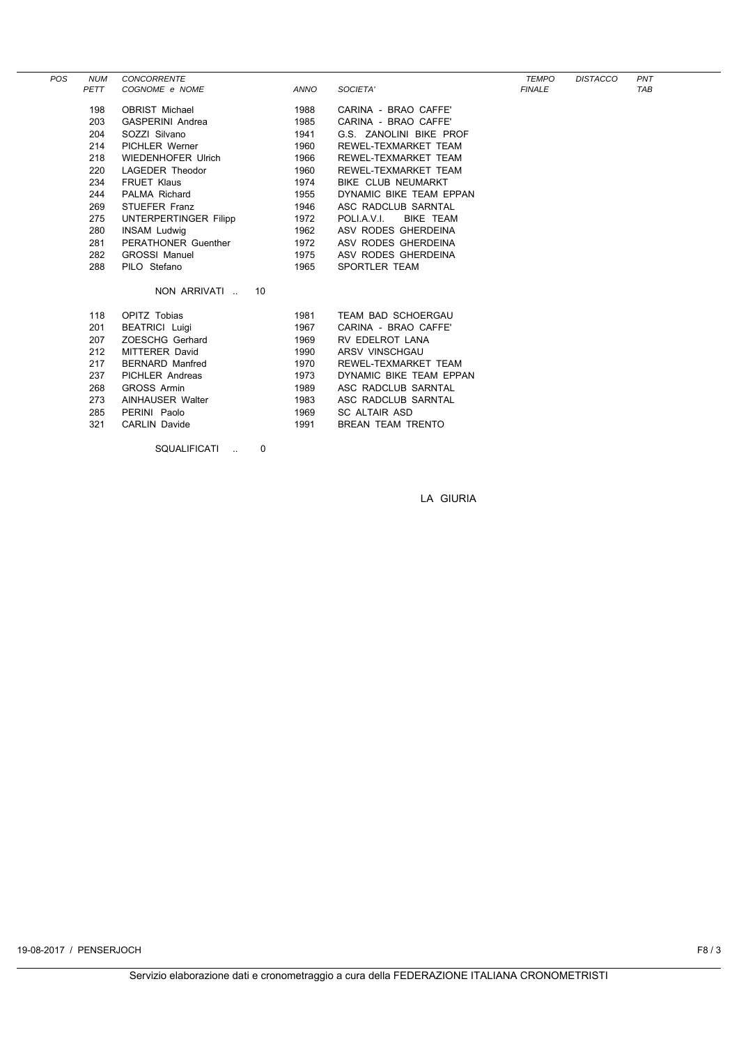| POS | NUM PETT | CONCORRENTE COGNOME e NOME | ANNO | SOCIETA' | TEMPO FINALE | DISTACCO | PNT TAB |
|---|---|---|---|---|---|---|---|
| | 198 | OBRIST Michael | 1988 | CARINA - BRAO CAFFE' | | | |
| | 203 | GASPERINI Andrea | 1985 | CARINA - BRAO CAFFE' | | | |
| | 204 | SOZZI Silvano | 1941 | G.S. ZANOLINI BIKE PROF | | | |
| | 214 | PICHLER Werner | 1960 | REWEL-TEXMARKET TEAM | | | |
| | 218 | WIEDENHOFER Ulrich | 1966 | REWEL-TEXMARKET TEAM | | | |
| | 220 | LAGEDER Theodor | 1960 | REWEL-TEXMARKET TEAM | | | |
| | 234 | FRUET Klaus | 1974 | BIKE CLUB NEUMARKT | | | |
| | 244 | PALMA Richard | 1955 | DYNAMIC BIKE TEAM EPPAN | | | |
| | 269 | STUEFER Franz | 1946 | ASC RADCLUB SARNTAL | | | |
| | 275 | UNTERPERTINGER Filipp | 1972 | POLI.A.V.I. BIKE TEAM | | | |
| | 280 | INSAM Ludwig | 1962 | ASV RODES GHERDEINA | | | |
| | 281 | PERATHONER Guenther | 1972 | ASV RODES GHERDEINA | | | |
| | 282 | GROSSI Manuel | 1975 | ASV RODES GHERDEINA | | | |
| | 288 | PILO Stefano | 1965 | SPORTLER TEAM | | | |

NON ARRIVATI .. 10

| | | | | |
|---|---|---|---|---|
| | 118 | OPITZ Tobias | 1981 | TEAM BAD SCHOERGAU |
| | 201 | BEATRICI Luigi | 1967 | CARINA - BRAO CAFFE' |
| | 207 | ZOESCHG Gerhard | 1969 | RV EDELROT LANA |
| | 212 | MITTERER David | 1990 | ARSV VINSCHGAU |
| | 217 | BERNARD Manfred | 1970 | REWEL-TEXMARKET TEAM |
| | 237 | PICHLER Andreas | 1973 | DYNAMIC BIKE TEAM EPPAN |
| | 268 | GROSS Armin | 1989 | ASC RADCLUB SARNTAL |
| | 273 | AINHAUSER Walter | 1983 | ASC RADCLUB SARNTAL |
| | 285 | PERINI Paolo | 1969 | SC ALTAIR ASD |
| | 321 | CARLIN Davide | 1991 | BREAN TEAM TRENTO |

SQUALIFICATI .. 0

LA GIURIA

19-08-2017 / PENSERJOCH

F8 / 3

Servizio elaborazione dati e cronometraggio a cura della FEDERAZIONE ITALIANA CRONOMETRISTI